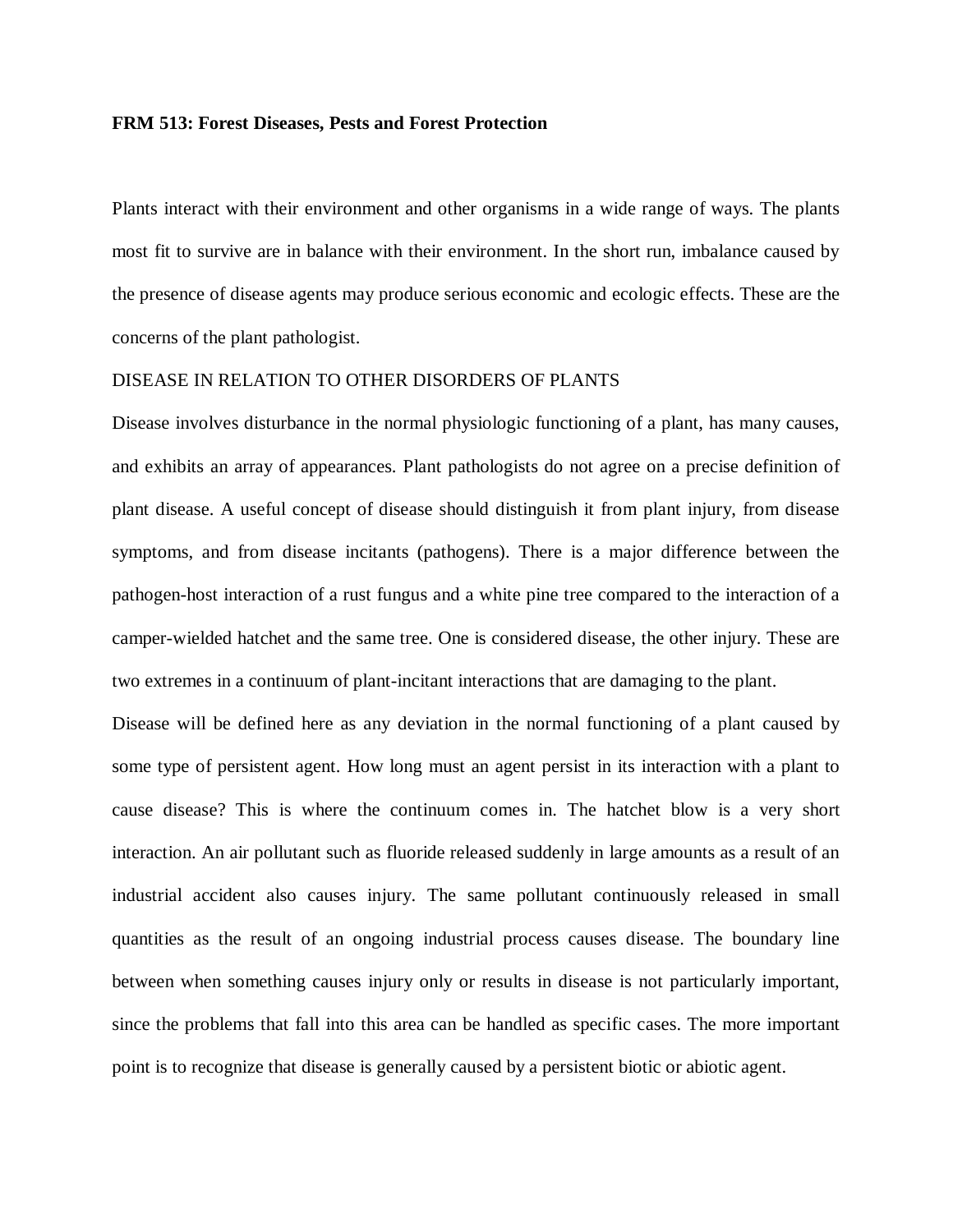**FRM 513: Forest Diseases, Pests and Forest Protection**

Plants interact with their environment and other organisms in a wide range of ways. The plants most fit to survive are in balance with their environment. In the short run, imbalance caused by the presence of disease agents may produce serious economic and ecologic effects. These are the concerns of the plant pathologist.

DISEASE IN RELATION TO OTHER DISORDERS OF PLANTS

Disease involves disturbance in the normal physiologic functioning of a plant, has many causes, and exhibits an array of appearances. Plant pathologists do not agree on a precise definition of plant disease. A useful concept of disease should distinguish it from plant injury, from disease symptoms, and from disease incitants (pathogens). There is a major difference between the pathogen-host interaction of a rust fungus and a white pine tree compared to the interaction of a camper-wielded hatchet and the same tree. One is considered disease, the other injury. These are two extremes in a continuum of plant-incitant interactions that are damaging to the plant.

Disease will be defined here as any deviation in the normal functioning of a plant caused by some type of persistent agent. How long must an agent persist in its interaction with a plant to cause disease? This is where the continuum comes in. The hatchet blow is a very short interaction. An air pollutant such as fluoride released suddenly in large amounts as a result of an industrial accident also causes injury. The same pollutant continuously released in small quantities as the result of an ongoing industrial process causes disease. The boundary line between when something causes injury only or results in disease is not particularly important, since the problems that fall into this area can be handled as specific cases. The more important point is to recognize that disease is generally caused by a persistent biotic or abiotic agent.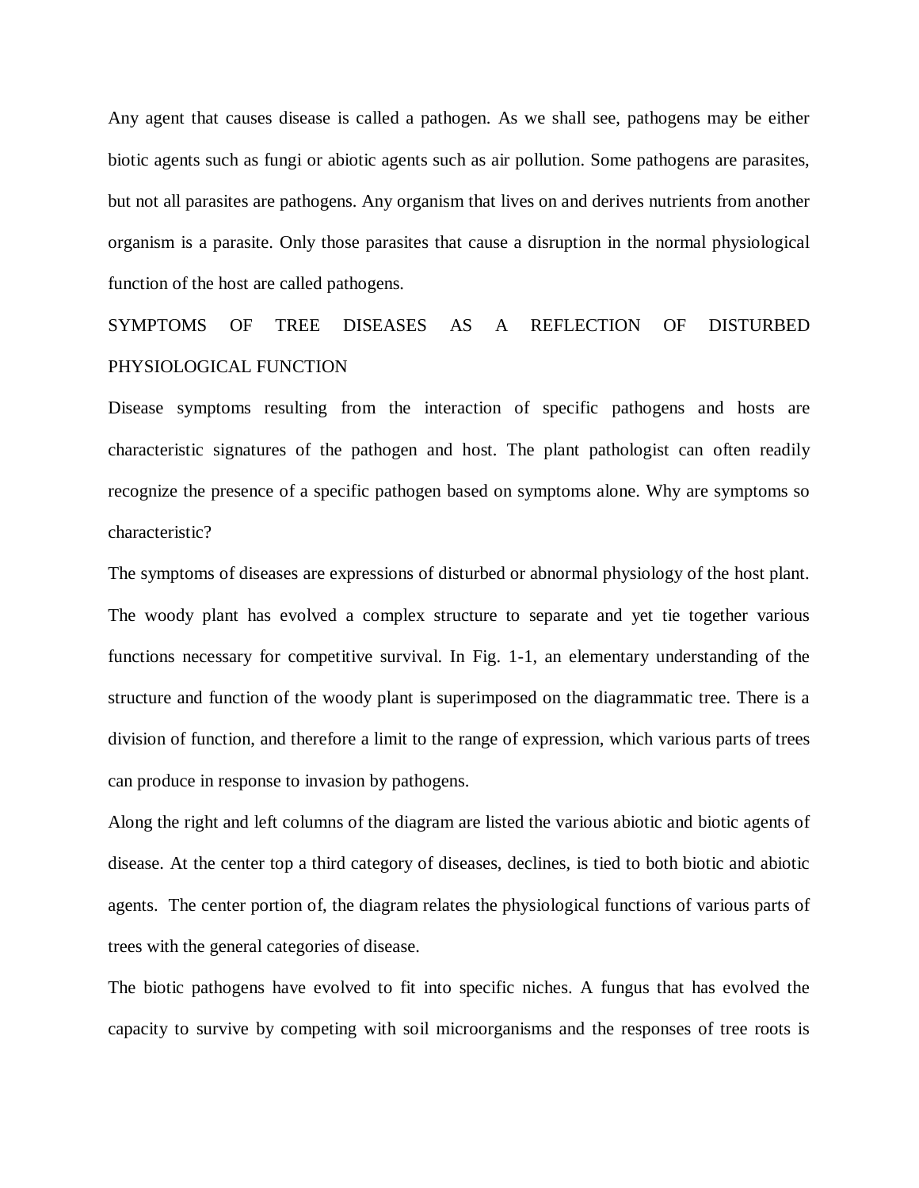Any agent that causes disease is called a pathogen. As we shall see, pathogens may be either biotic agents such as fungi or abiotic agents such as air pollution. Some pathogens are parasites, but not all parasites are pathogens. Any organism that lives on and derives nutrients from another organism is a parasite. Only those parasites that cause a disruption in the normal physiological function of the host are called pathogens.

## SYMPTOMS OF TREE DISEASES AS A REFLECTION OF DISTURBED PHYSIOLOGICAL FUNCTION

Disease symptoms resulting from the interaction of specific pathogens and hosts are characteristic signatures of the pathogen and host. The plant pathologist can often readily recognize the presence of a specific pathogen based on symptoms alone. Why are symptoms so characteristic?

The symptoms of diseases are expressions of disturbed or abnormal physiology of the host plant. The woody plant has evolved a complex structure to separate and yet tie together various functions necessary for competitive survival. In Fig. 1-1, an elementary understanding of the structure and function of the woody plant is superimposed on the diagrammatic tree. There is a division of function, and therefore a limit to the range of expression, which various parts of trees can produce in response to invasion by pathogens.

Along the right and left columns of the diagram are listed the various abiotic and biotic agents of disease. At the center top a third category of diseases, declines, is tied to both biotic and abiotic agents. The center portion of, the diagram relates the physiological functions of various parts of trees with the general categories of disease.

The biotic pathogens have evolved to fit into specific niches. A fungus that has evolved the capacity to survive by competing with soil microorganisms and the responses of tree roots is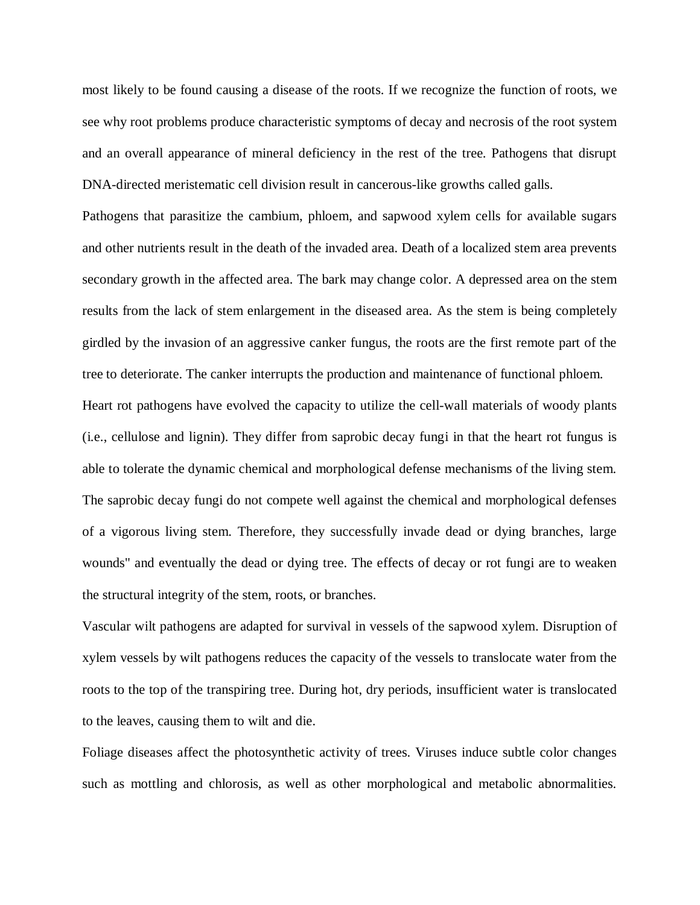most likely to be found causing a disease of the roots. If we recognize the function of roots, we see why root problems produce characteristic symptoms of decay and necrosis of the root system and an overall appearance of mineral deficiency in the rest of the tree. Pathogens that disrupt DNA-directed meristematic cell division result in cancerous-like growths called galls.

Pathogens that parasitize the cambium, phloem, and sapwood xylem cells for available sugars and other nutrients result in the death of the invaded area. Death of a localized stem area prevents secondary growth in the affected area. The bark may change color. A depressed area on the stem results from the lack of stem enlargement in the diseased area. As the stem is being completely girdled by the invasion of an aggressive canker fungus, the roots are the first remote part of the tree to deteriorate. The canker interrupts the production and maintenance of functional phloem.

Heart rot pathogens have evolved the capacity to utilize the cell-wall materials of woody plants (i.e., cellulose and lignin). They differ from saprobic decay fungi in that the heart rot fungus is able to tolerate the dynamic chemical and morphological defense mechanisms of the living stem. The saprobic decay fungi do not compete well against the chemical and morphological defenses of a vigorous living stem. Therefore, they successfully invade dead or dying branches, large wounds" and eventually the dead or dying tree. The effects of decay or rot fungi are to weaken the structural integrity of the stem, roots, or branches.

Vascular wilt pathogens are adapted for survival in vessels of the sapwood xylem. Disruption of xylem vessels by wilt pathogens reduces the capacity of the vessels to translocate water from the roots to the top of the transpiring tree. During hot, dry periods, insufficient water is translocated to the leaves, causing them to wilt and die.

Foliage diseases affect the photosynthetic activity of trees. Viruses induce subtle color changes such as mottling and chlorosis, as well as other morphological and metabolic abnormalities.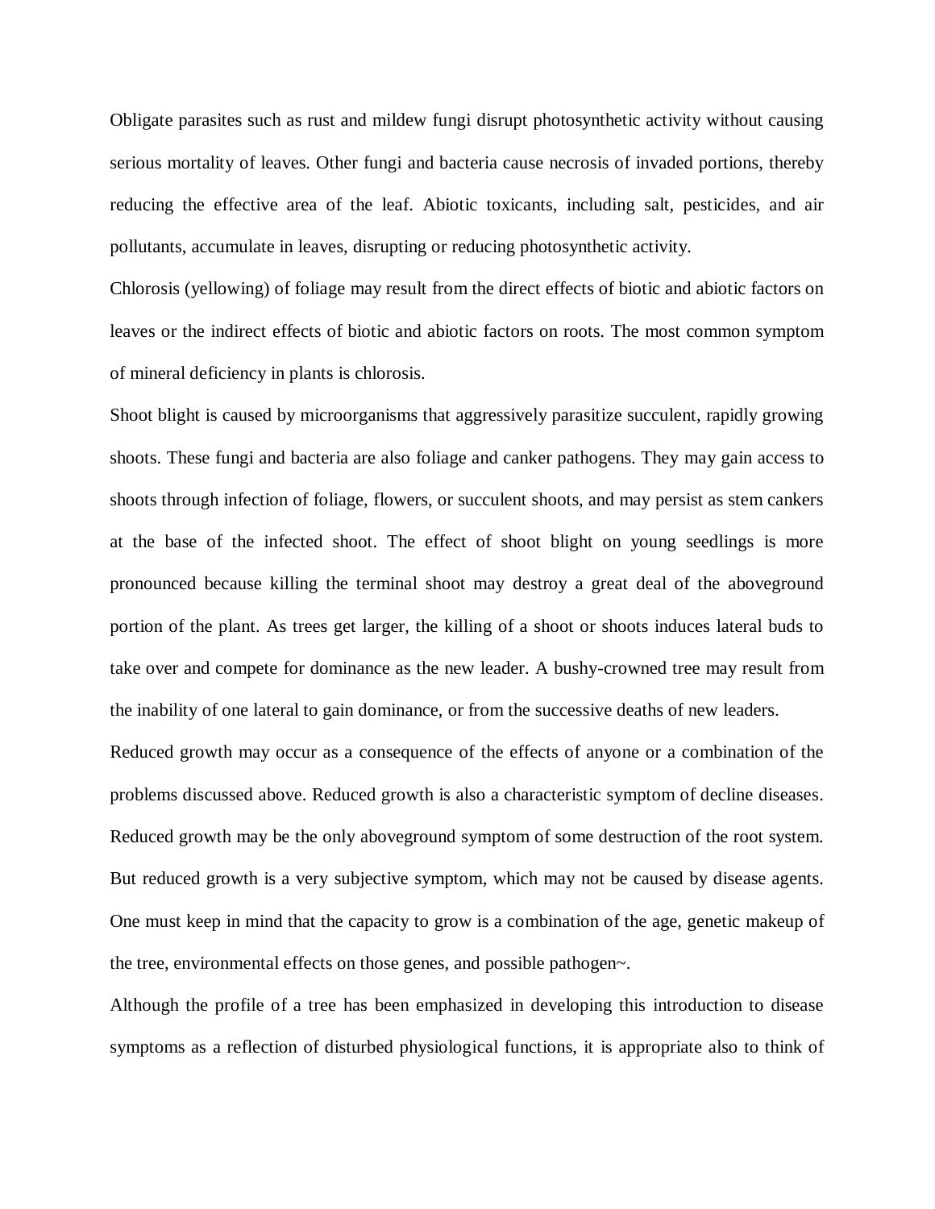Obligate parasites such as rust and mildew fungi disrupt photosynthetic activity without causing serious mortality of leaves. Other fungi and bacteria cause necrosis of invaded portions, thereby reducing the effective area of the leaf. Abiotic toxicants, including salt, pesticides, and air pollutants, accumulate in leaves, disrupting or reducing photosynthetic activity.

Chlorosis (yellowing) of foliage may result from the direct effects of biotic and abiotic factors on leaves or the indirect effects of biotic and abiotic factors on roots. The most common symptom of mineral deficiency in plants is chlorosis.

Shoot blight is caused by microorganisms that aggressively parasitize succulent, rapidly growing shoots. These fungi and bacteria are also foliage and canker pathogens. They may gain access to shoots through infection of foliage, flowers, or succulent shoots, and may persist as stem cankers at the base of the infected shoot. The effect of shoot blight on young seedlings is more pronounced because killing the terminal shoot may destroy a great deal of the aboveground portion of the plant. As trees get larger, the killing of a shoot or shoots induces lateral buds to take over and compete for dominance as the new leader. A bushy-crowned tree may result from the inability of one lateral to gain dominance, or from the successive deaths of new leaders.

Reduced growth may occur as a consequence of the effects of anyone or a combination of the problems discussed above. Reduced growth is also a characteristic symptom of decline diseases. Reduced growth may be the only aboveground symptom of some destruction of the root system. But reduced growth is a very subjective symptom, which may not be caused by disease agents. One must keep in mind that the capacity to grow is a combination of the age, genetic makeup of the tree, environmental effects on those genes, and possible pathogen~.

Although the profile of a tree has been emphasized in developing this introduction to disease symptoms as a reflection of disturbed physiological functions, it is appropriate also to think of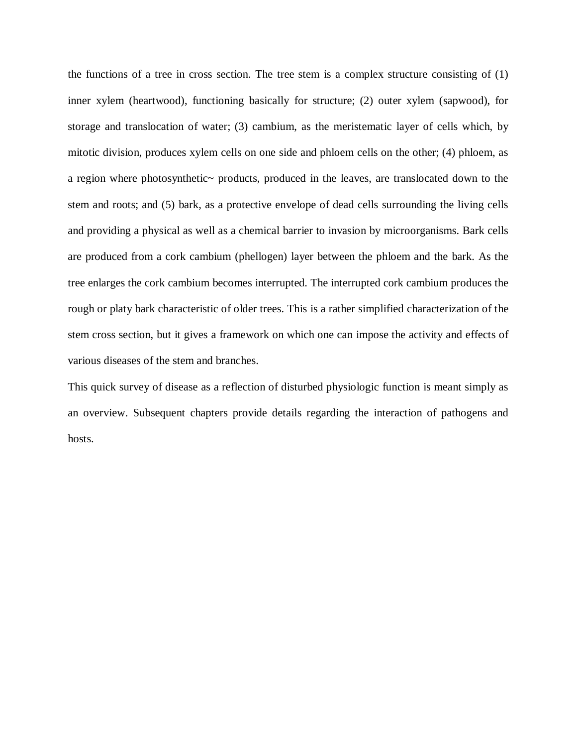the functions of a tree in cross section. The tree stem is a complex structure consisting of (1) inner xylem (heartwood), functioning basically for structure; (2) outer xylem (sapwood), for storage and translocation of water; (3) cambium, as the meristematic layer of cells which, by mitotic division, produces xylem cells on one side and phloem cells on the other; (4) phloem, as a region where photosynthetic~ products, produced in the leaves, are translocated down to the stem and roots; and (5) bark, as a protective envelope of dead cells surrounding the living cells and providing a physical as well as a chemical barrier to invasion by microorganisms. Bark cells are produced from a cork cambium (phellogen) layer between the phloem and the bark. As the tree enlarges the cork cambium becomes interrupted. The interrupted cork cambium produces the rough or platy bark characteristic of older trees. This is a rather simplified characterization of the stem cross section, but it gives a framework on which one can impose the activity and effects of various diseases of the stem and branches.

This quick survey of disease as a reflection of disturbed physiologic function is meant simply as an overview. Subsequent chapters provide details regarding the interaction of pathogens and hosts.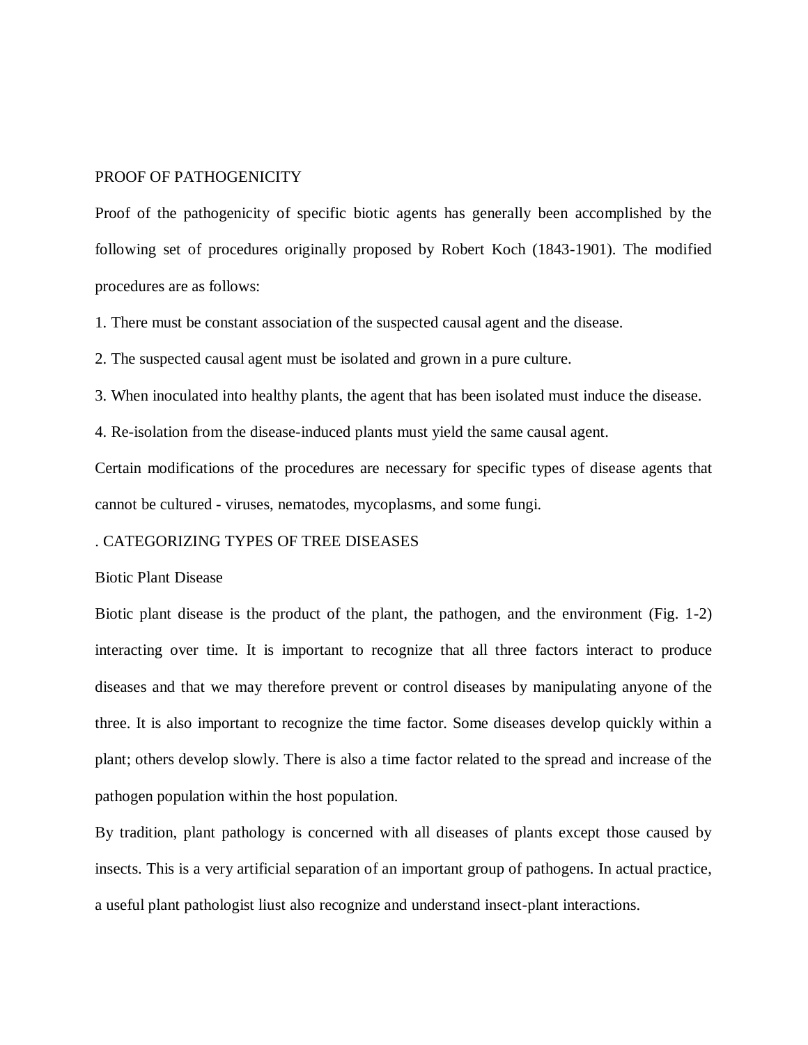## PROOF OF PATHOGENICITY

Proof of the pathogenicity of specific biotic agents has generally been accomplished by the following set of procedures originally proposed by Robert Koch (1843-1901). The modified procedures are as follows:

1. There must be constant association of the suspected causal agent and the disease.
2. The suspected causal agent must be isolated and grown in a pure culture.
3. When inoculated into healthy plants, the agent that has been isolated must induce the disease.
4. Re-isolation from the disease-induced plants must yield the same causal agent.

Certain modifications of the procedures are necessary for specific types of disease agents that cannot be cultured - viruses, nematodes, mycoplasms, and some fungi.

## . CATEGORIZING TYPES OF TREE DISEASES

### Biotic Plant Disease

Biotic plant disease is the product of the plant, the pathogen, and the environment (Fig. 1-2) interacting over time. It is important to recognize that all three factors interact to produce diseases and that we may therefore prevent or control diseases by manipulating anyone of the three. It is also important to recognize the time factor. Some diseases develop quickly within a plant; others develop slowly. There is also a time factor related to the spread and increase of the pathogen population within the host population.

By tradition, plant pathology is concerned with all diseases of plants except those caused by insects. This is a very artificial separation of an important group of pathogens. In actual practice, a useful plant pathologist liust also recognize and understand insect-plant interactions.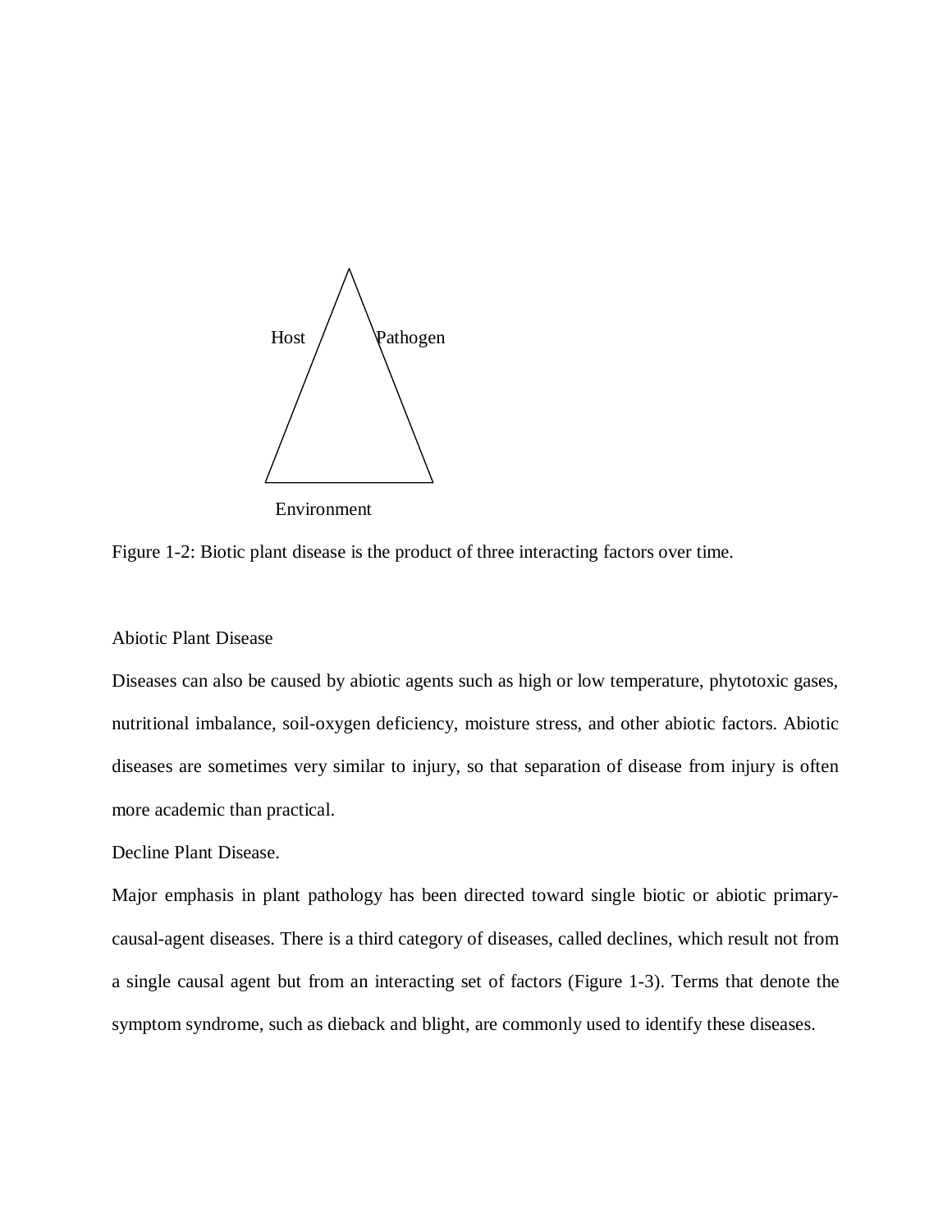Host

Pathogen

Environment

Figure 1-2: Biotic plant disease is the product of three interacting factors over time.

## Abiotic Plant Disease

Diseases can also be caused by abiotic agents such as high or low temperature, phytotoxic gases, nutritional imbalance, soil-oxygen deficiency, moisture stress, and other abiotic factors. Abiotic diseases are sometimes very similar to injury, so that separation of disease from injury is often more academic than practical.

## Decline Plant Disease.

Major emphasis in plant pathology has been directed toward single biotic or abiotic primary-causal-agent diseases. There is a third category of diseases, called declines, which result not from a single causal agent but from an interacting set of factors (Figure 1-3). Terms that denote the symptom syndrome, such as dieback and blight, are commonly used to identify these diseases.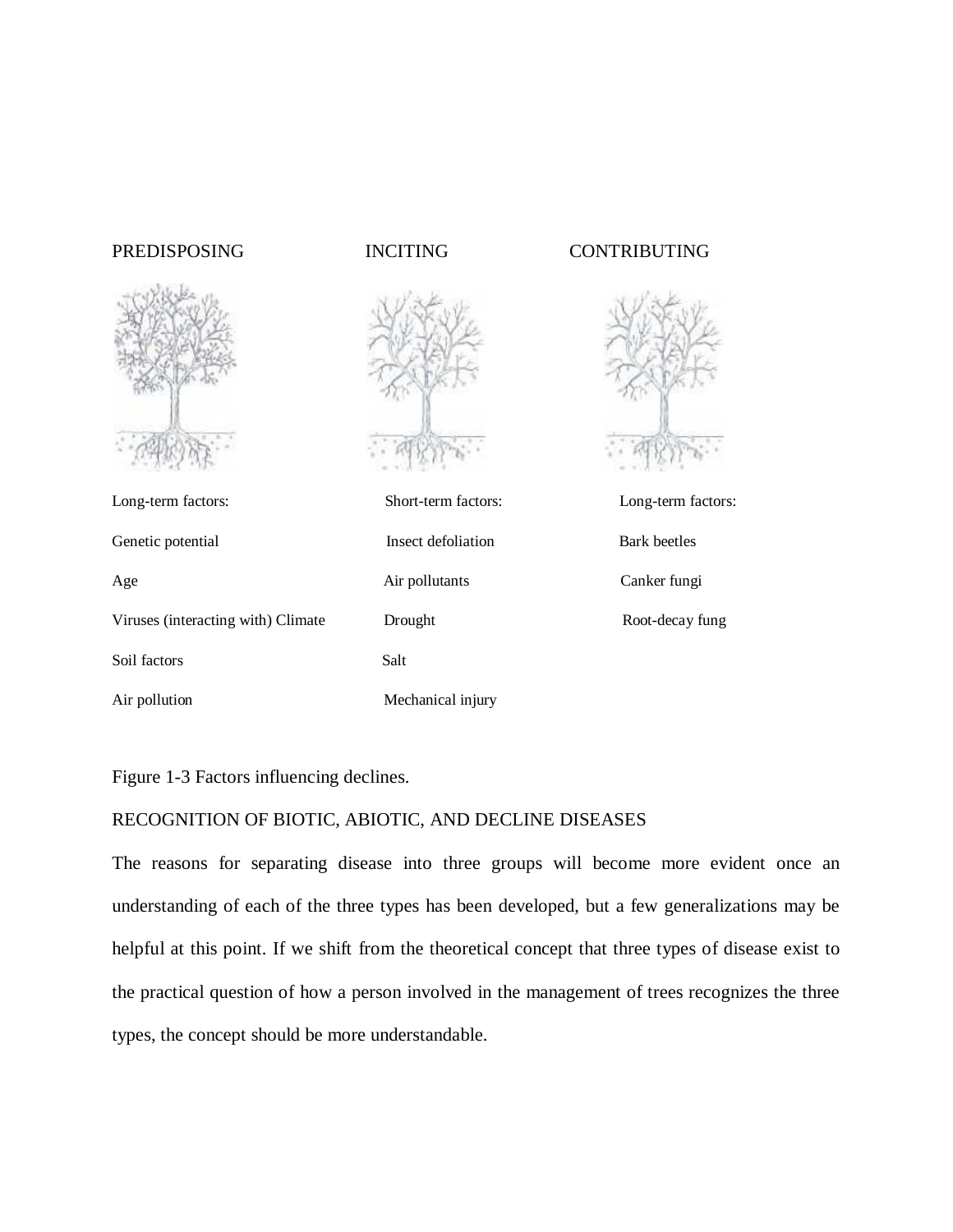| PREDISPOSING | INCITING | CONTRIBUTING |
| --- | --- | --- |
| Long-term factors: | Short-term factors: | Long-term factors: |
| Genetic potential | Insect defoliation | Bark beetles |
| Age | Air pollutants | Canker fungi |
| Viruses (interacting with) Climate | Drought | Root-decay fung |
| Soil factors | Salt | |
| Air pollution | Mechanical injury | |

Figure 1-3 Factors influencing declines.

RECOGNITION OF BIOTIC, ABIOTIC, AND DECLINE DISEASES

The reasons for separating disease into three groups will become more evident once an understanding of each of the three types has been developed, but a few generalizations may be helpful at this point. If we shift from the theoretical concept that three types of disease exist to the practical question of how a person involved in the management of trees recognizes the three types, the concept should be more understandable.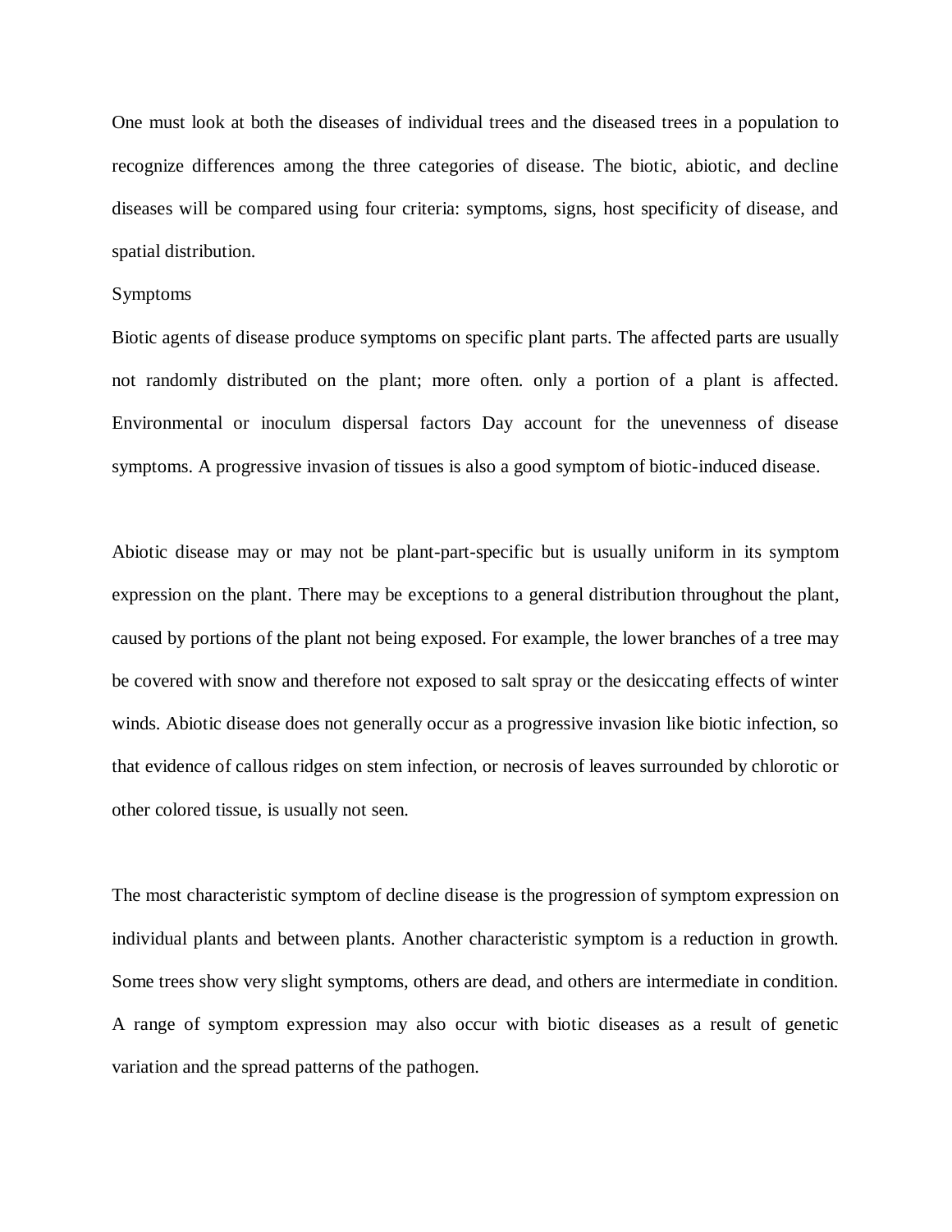One must look at both the diseases of individual trees and the diseased trees in a population to recognize differences among the three categories of disease. The biotic, abiotic, and decline diseases will be compared using four criteria: symptoms, signs, host specificity of disease, and spatial distribution.

Symptoms

Biotic agents of disease produce symptoms on specific plant parts. The affected parts are usually not randomly distributed on the plant; more often. only a portion of a plant is affected. Environmental or inoculum dispersal factors Day account for the unevenness of disease symptoms. A progressive invasion of tissues is also a good symptom of biotic-induced disease.

Abiotic disease may or may not be plant-part-specific but is usually uniform in its symptom expression on the plant. There may be exceptions to a general distribution throughout the plant, caused by portions of the plant not being exposed. For example, the lower branches of a tree may be covered with snow and therefore not exposed to salt spray or the desiccating effects of winter winds. Abiotic disease does not generally occur as a progressive invasion like biotic infection, so that evidence of callous ridges on stem infection, or necrosis of leaves surrounded by chlorotic or other colored tissue, is usually not seen.

The most characteristic symptom of decline disease is the progression of symptom expression on individual plants and between plants. Another characteristic symptom is a reduction in growth. Some trees show very slight symptoms, others are dead, and others are intermediate in condition. A range of symptom expression may also occur with biotic diseases as a result of genetic variation and the spread patterns of the pathogen.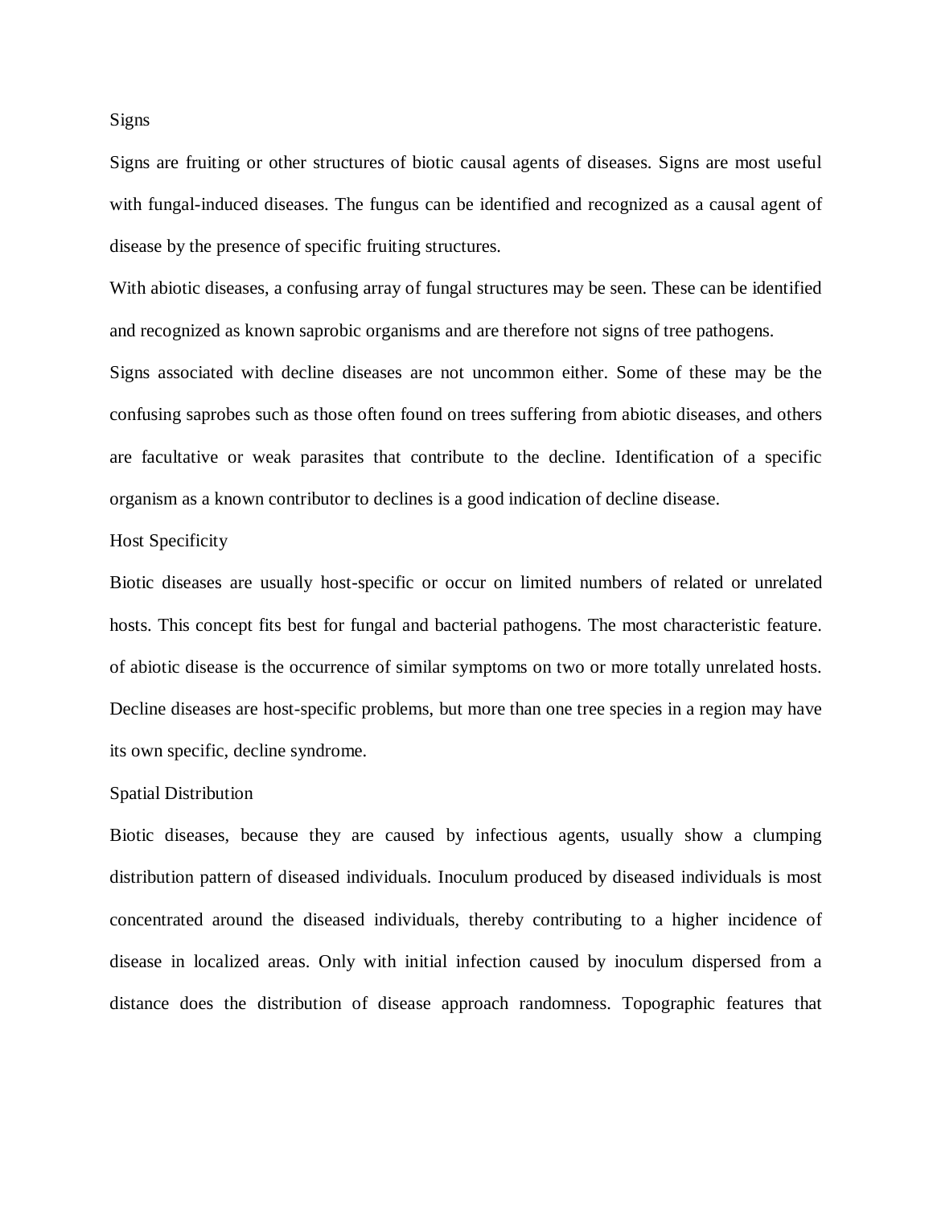## Signs

Signs are fruiting or other structures of biotic causal agents of diseases. Signs are most useful with fungal-induced diseases. The fungus can be identified and recognized as a causal agent of disease by the presence of specific fruiting structures.

With abiotic diseases, a confusing array of fungal structures may be seen. These can be identified and recognized as known saprobic organisms and are therefore not signs of tree pathogens.

Signs associated with decline diseases are not uncommon either. Some of these may be the confusing saprobes such as those often found on trees suffering from abiotic diseases, and others are facultative or weak parasites that contribute to the decline. Identification of a specific organism as a known contributor to declines is a good indication of decline disease.

## Host Specificity

Biotic diseases are usually host-specific or occur on limited numbers of related or unrelated hosts. This concept fits best for fungal and bacterial pathogens. The most characteristic feature. of abiotic disease is the occurrence of similar symptoms on two or more totally unrelated hosts. Decline diseases are host-specific problems, but more than one tree species in a region may have its own specific, decline syndrome.

## Spatial Distribution

Biotic diseases, because they are caused by infectious agents, usually show a clumping distribution pattern of diseased individuals. Inoculum produced by diseased individuals is most concentrated around the diseased individuals, thereby contributing to a higher incidence of disease in localized areas. Only with initial infection caused by inoculum dispersed from a distance does the distribution of disease approach randomness. Topographic features that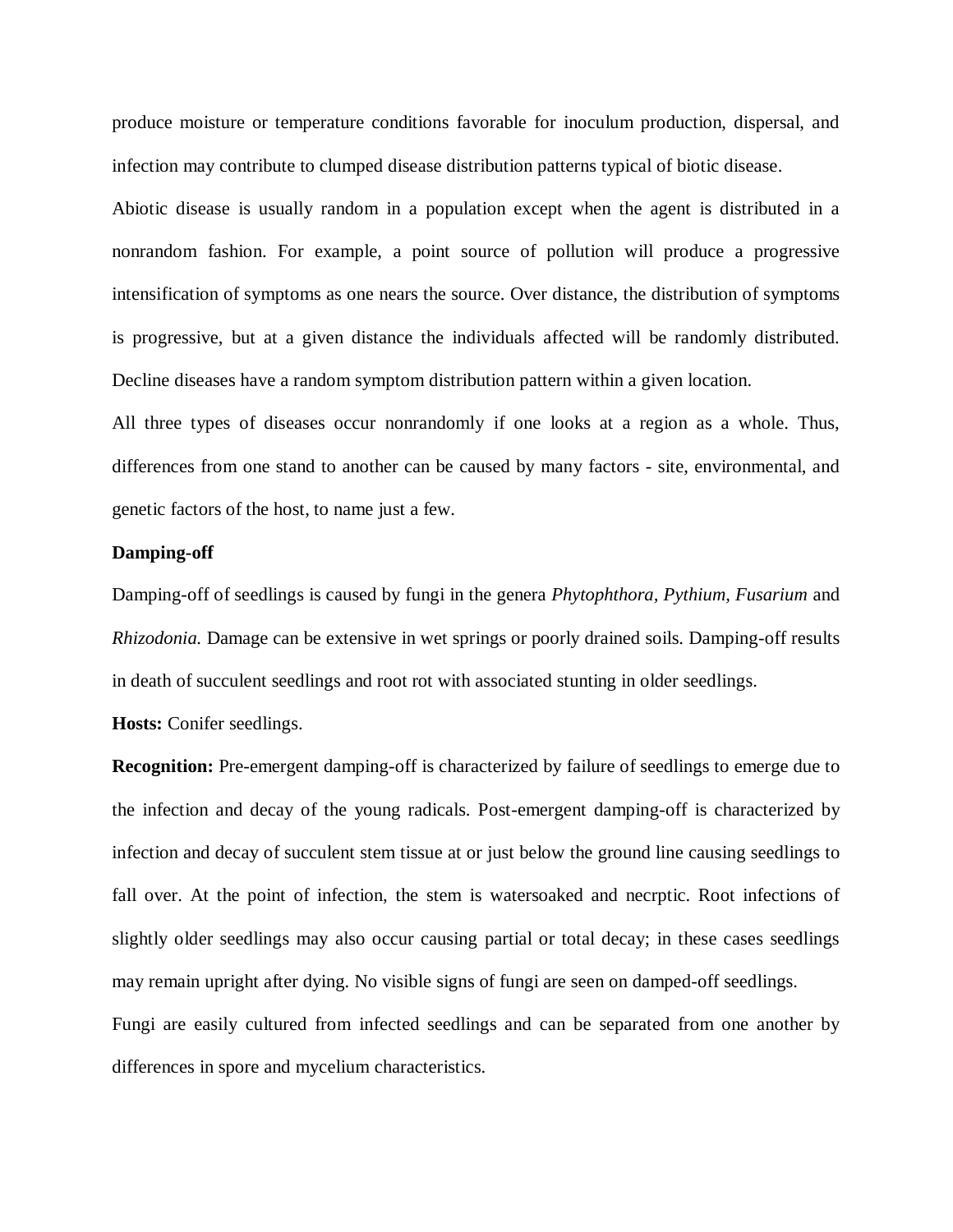produce moisture or temperature conditions favorable for inoculum production, dispersal, and infection may contribute to clumped disease distribution patterns typical of biotic disease.

Abiotic disease is usually random in a population except when the agent is distributed in a nonrandom fashion. For example, a point source of pollution will produce a progressive intensification of symptoms as one nears the source. Over distance, the distribution of symptoms is progressive, but at a given distance the individuals affected will be randomly distributed. Decline diseases have a random symptom distribution pattern within a given location.

All three types of diseases occur nonrandomly if one looks at a region as a whole. Thus, differences from one stand to another can be caused by many factors - site, environmental, and genetic factors of the host, to name just a few.

**Damping-off**

Damping-off of seedlings is caused by fungi in the genera *Phytophthora, Pythium, Fusarium* and *Rhizodonia.* Damage can be extensive in wet springs or poorly drained soils. Damping-off results in death of succulent seedlings and root rot with associated stunting in older seedlings.

**Hosts:** Conifer seedlings.

**Recognition:** Pre-emergent damping-off is characterized by failure of seedlings to emerge due to the infection and decay of the young radicals. Post-emergent damping-off is characterized by infection and decay of succulent stem tissue at or just below the ground line causing seedlings to fall over. At the point of infection, the stem is watersoaked and necrptic. Root infections of slightly older seedlings may also occur causing partial or total decay; in these cases seedlings may remain upright after dying. No visible signs of fungi are seen on damped-off seedlings.

Fungi are easily cultured from infected seedlings and can be separated from one another by differences in spore and mycelium characteristics.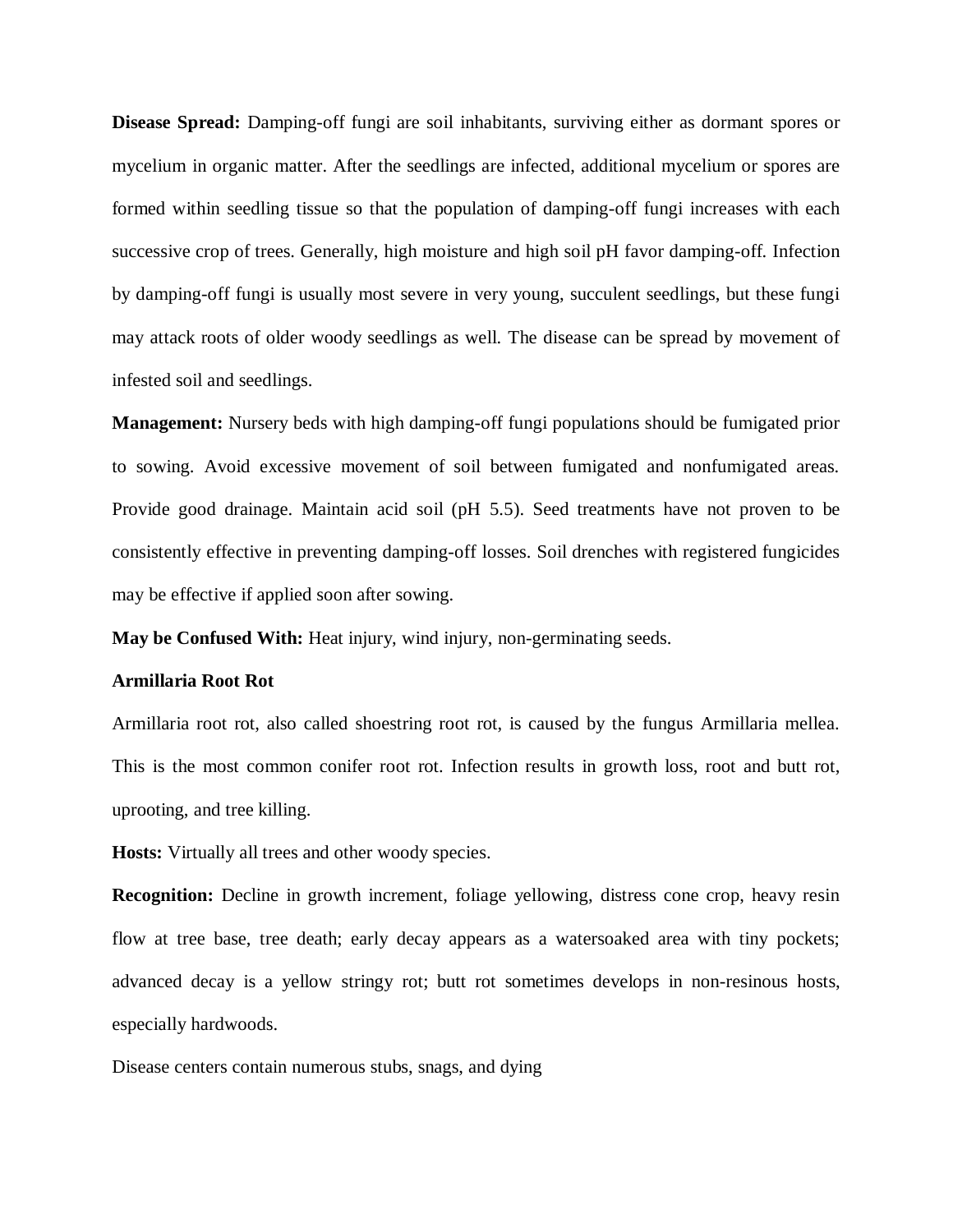**Disease Spread:** Damping-off fungi are soil inhabitants, surviving either as dormant spores or mycelium in organic matter. After the seedlings are infected, additional mycelium or spores are formed within seedling tissue so that the population of damping-off fungi increases with each successive crop of trees. Generally, high moisture and high soil pH favor damping-off. Infection by damping-off fungi is usually most severe in very young, succulent seedlings, but these fungi may attack roots of older woody seedlings as well. The disease can be spread by movement of infested soil and seedlings.

**Management:** Nursery beds with high damping-off fungi populations should be fumigated prior to sowing. Avoid excessive movement of soil between fumigated and nonfumigated areas. Provide good drainage. Maintain acid soil (pH 5.5). Seed treatments have not proven to be consistently effective in preventing damping-off losses. Soil drenches with registered fungicides may be effective if applied soon after sowing.

**May be Confused With:** Heat injury, wind injury, non-germinating seeds.

**Armillaria Root Rot**

Armillaria root rot, also called shoestring root rot, is caused by the fungus Armillaria mellea. This is the most common conifer root rot. Infection results in growth loss, root and butt rot, uprooting, and tree killing.

**Hosts:** Virtually all trees and other woody species.

**Recognition:** Decline in growth increment, foliage yellowing, distress cone crop, heavy resin flow at tree base, tree death; early decay appears as a watersoaked area with tiny pockets; advanced decay is a yellow stringy rot; butt rot sometimes develops in non-resinous hosts, especially hardwoods.

Disease centers contain numerous stubs, snags, and dying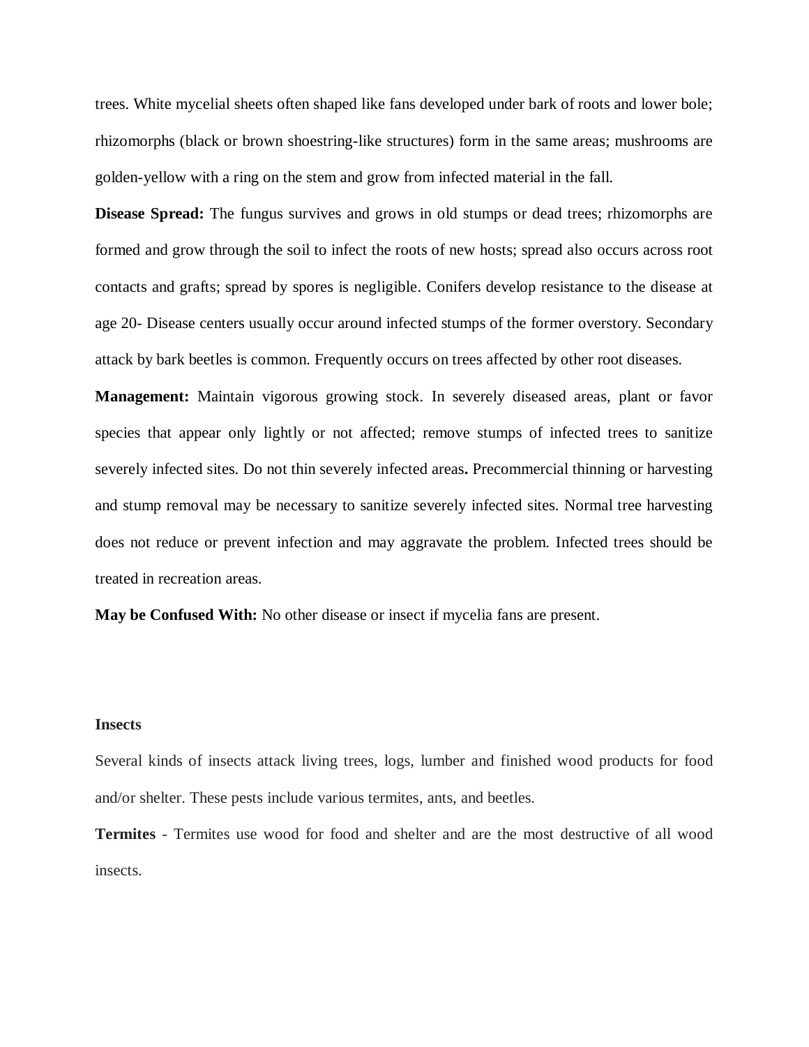trees. White mycelial sheets often shaped like fans developed under bark of roots and lower bole; rhizomorphs (black or brown shoestring-like structures) form in the same areas; mushrooms are golden-yellow with a ring on the stem and grow from infected material in the fall.

**Disease Spread:** The fungus survives and grows in old stumps or dead trees; rhizomorphs are formed and grow through the soil to infect the roots of new hosts; spread also occurs across root contacts and grafts; spread by spores is negligible. Conifers develop resistance to the disease at age 20- Disease centers usually occur around infected stumps of the former overstory. Secondary attack by bark beetles is common. Frequently occurs on trees affected by other root diseases.

**Management:** Maintain vigorous growing stock. In severely diseased areas, plant or favor species that appear only lightly or not affected; remove stumps of infected trees to sanitize severely infected sites. Do not thin severely infected areas**.** Precommercial thinning or harvesting and stump removal may be necessary to sanitize severely infected sites. Normal tree harvesting does not reduce or prevent infection and may aggravate the problem. Infected trees should be treated in recreation areas.

**May be Confused With:** No other disease or insect if mycelia fans are present.

**Insects**

Several kinds of insects attack living trees, logs, lumber and finished wood products for food and/or shelter. These pests include various termites, ants, and beetles.

**Termites** - Termites use wood for food and shelter and are the most destructive of all wood insects.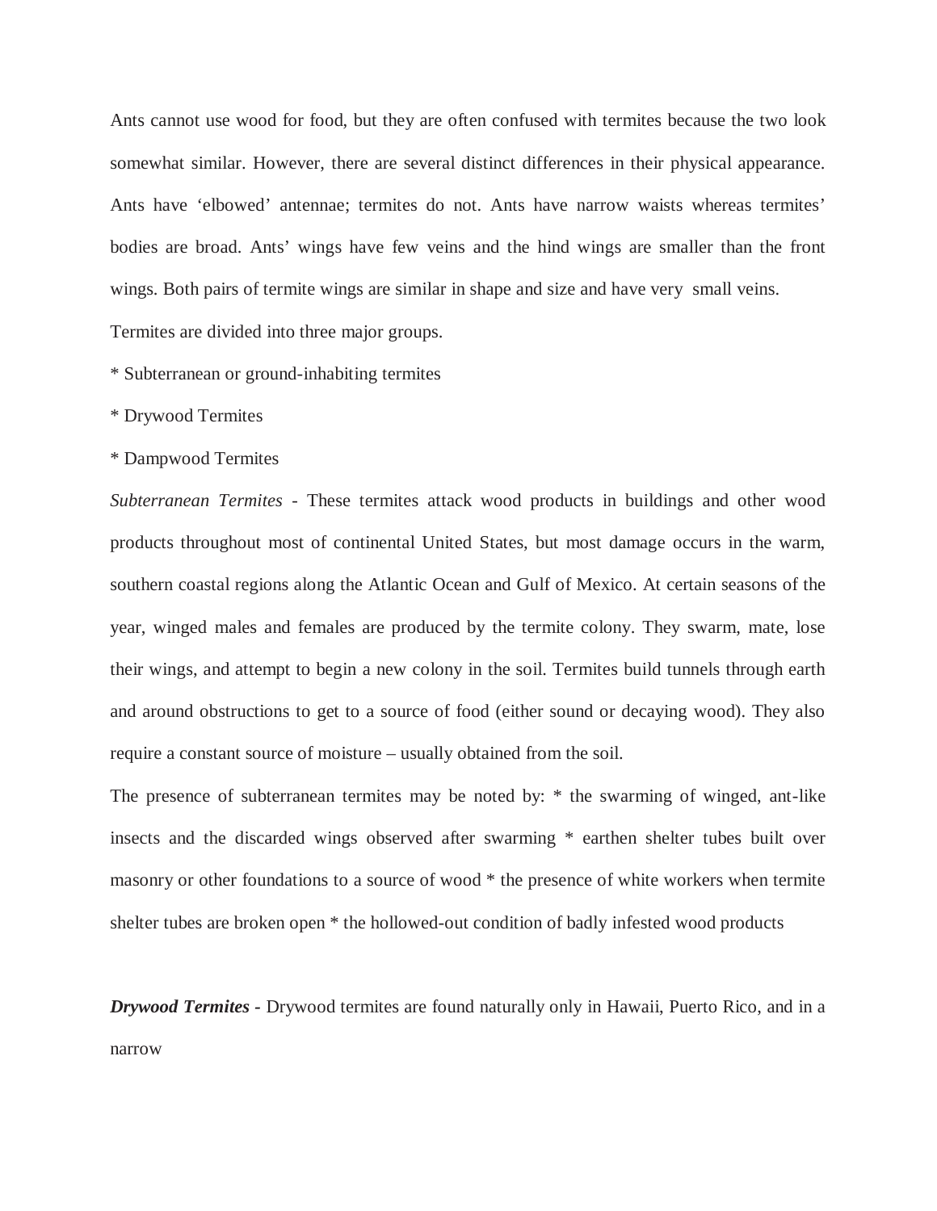Ants cannot use wood for food, but they are often confused with termites because the two look somewhat similar. However, there are several distinct differences in their physical appearance. Ants have ‘elbowed’ antennae; termites do not. Ants have narrow waists whereas termites’ bodies are broad. Ants’ wings have few veins and the hind wings are smaller than the front wings. Both pairs of termite wings are similar in shape and size and have very small veins.

Termites are divided into three major groups.

* Subterranean or ground-inhabiting termites

* Drywood Termites

* Dampwood Termites

*Subterranean Termites* - These termites attack wood products in buildings and other wood products throughout most of continental United States, but most damage occurs in the warm, southern coastal regions along the Atlantic Ocean and Gulf of Mexico. At certain seasons of the year, winged males and females are produced by the termite colony. They swarm, mate, lose their wings, and attempt to begin a new colony in the soil. Termites build tunnels through earth and around obstructions to get to a source of food (either sound or decaying wood). They also require a constant source of moisture – usually obtained from the soil.

The presence of subterranean termites may be noted by: * the swarming of winged, ant-like insects and the discarded wings observed after swarming * earthen shelter tubes built over masonry or other foundations to a source of wood * the presence of white workers when termite shelter tubes are broken open * the hollowed-out condition of badly infested wood products

***Drywood Termites*** - Drywood termites are found naturally only in Hawaii, Puerto Rico, and in a narrow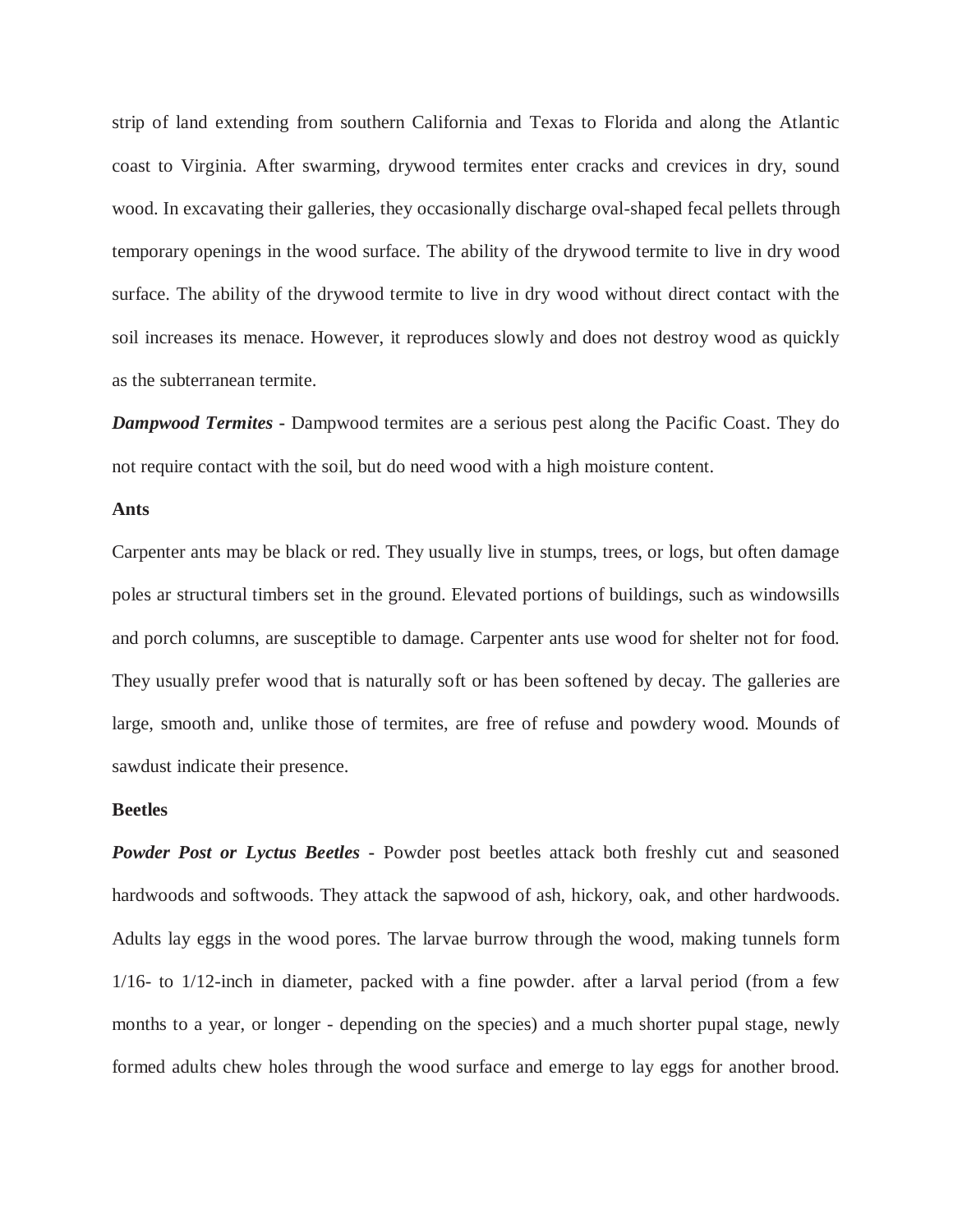strip of land extending from southern California and Texas to Florida and along the Atlantic coast to Virginia. After swarming, drywood termites enter cracks and crevices in dry, sound wood. In excavating their galleries, they occasionally discharge oval-shaped fecal pellets through temporary openings in the wood surface. The ability of the drywood termite to live in dry wood surface. The ability of the drywood termite to live in dry wood without direct contact with the soil increases its menace. However, it reproduces slowly and does not destroy wood as quickly as the subterranean termite.

***Dampwood Termites*** **-** Dampwood termites are a serious pest along the Pacific Coast. They do not require contact with the soil, but do need wood with a high moisture content.

**Ants**

Carpenter ants may be black or red. They usually live in stumps, trees, or logs, but often damage poles ar structural timbers set in the ground. Elevated portions of buildings, such as windowsills and porch columns, are susceptible to damage. Carpenter ants use wood for shelter not for food. They usually prefer wood that is naturally soft or has been softened by decay. The galleries are large, smooth and, unlike those of termites, are free of refuse and powdery wood. Mounds of sawdust indicate their presence.

**Beetles**

***Powder Post or Lyctus Beetles*** **-** Powder post beetles attack both freshly cut and seasoned hardwoods and softwoods. They attack the sapwood of ash, hickory, oak, and other hardwoods. Adults lay eggs in the wood pores. The larvae burrow through the wood, making tunnels form 1/16- to 1/12-inch in diameter, packed with a fine powder. after a larval period (from a few months to a year, or longer - depending on the species) and a much shorter pupal stage, newly formed adults chew holes through the wood surface and emerge to lay eggs for another brood.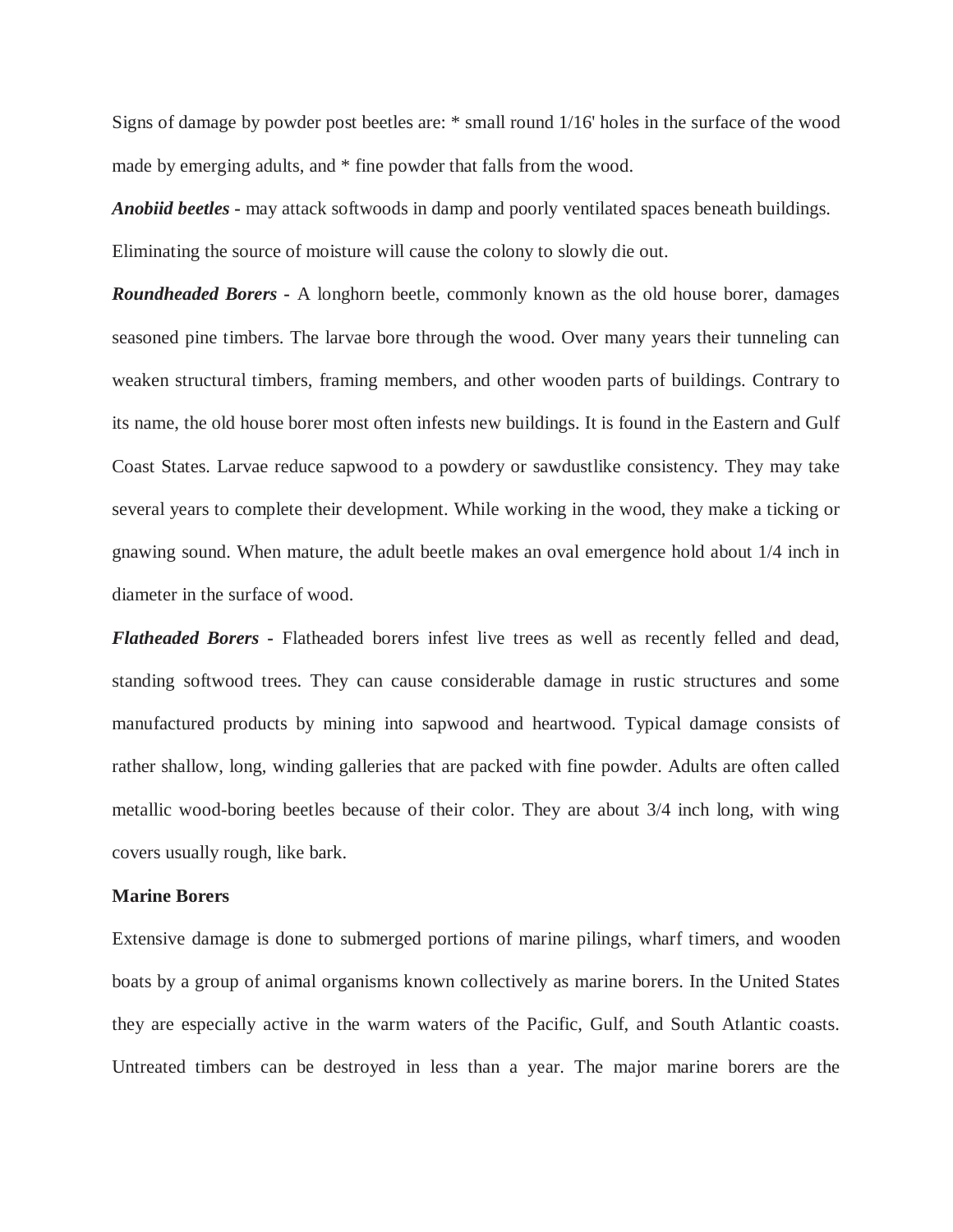Signs of damage by powder post beetles are: * small round 1/16' holes in the surface of the wood made by emerging adults, and * fine powder that falls from the wood.

***Anobiid beetles*** - may attack softwoods in damp and poorly ventilated spaces beneath buildings. Eliminating the source of moisture will cause the colony to slowly die out.

***Roundheaded Borers*** - A longhorn beetle, commonly known as the old house borer, damages seasoned pine timbers. The larvae bore through the wood. Over many years their tunneling can weaken structural timbers, framing members, and other wooden parts of buildings. Contrary to its name, the old house borer most often infests new buildings. It is found in the Eastern and Gulf Coast States. Larvae reduce sapwood to a powdery or sawdustlike consistency. They may take several years to complete their development. While working in the wood, they make a ticking or gnawing sound. When mature, the adult beetle makes an oval emergence hold about 1/4 inch in diameter in the surface of wood.

***Flatheaded Borers*** - Flatheaded borers infest live trees as well as recently felled and dead, standing softwood trees. They can cause considerable damage in rustic structures and some manufactured products by mining into sapwood and heartwood. Typical damage consists of rather shallow, long, winding galleries that are packed with fine powder. Adults are often called metallic wood-boring beetles because of their color. They are about 3/4 inch long, with wing covers usually rough, like bark.

**Marine Borers**

Extensive damage is done to submerged portions of marine pilings, wharf timers, and wooden boats by a group of animal organisms known collectively as marine borers. In the United States they are especially active in the warm waters of the Pacific, Gulf, and South Atlantic coasts. Untreated timbers can be destroyed in less than a year. The major marine borers are the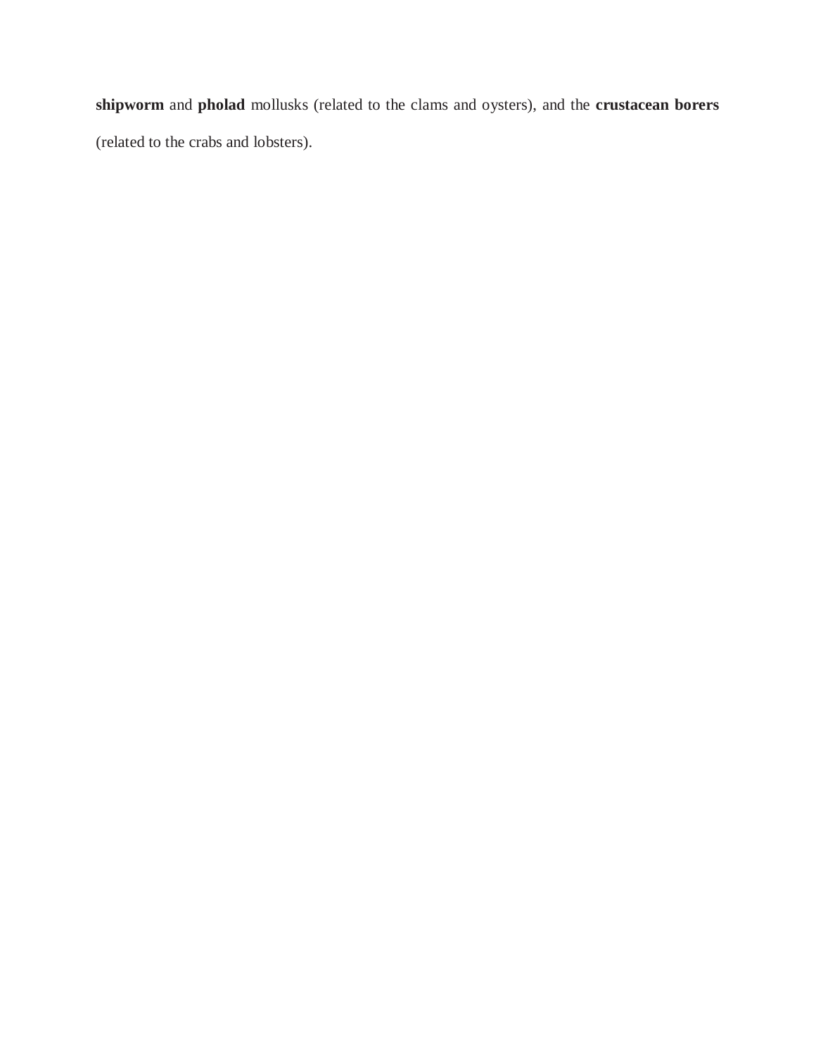**shipworm** and **pholad** mollusks (related to the clams and oysters), and the **crustacean borers** (related to the crabs and lobsters).